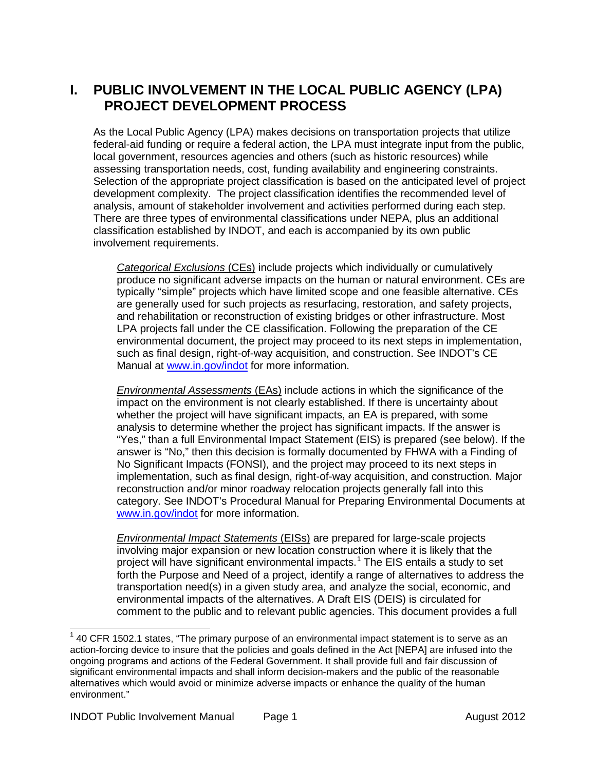# I. PUBLIC INVOLVEMENT IN THE LOCAL PUBLIC AGENCY (LPA) PROJECT DEVELOPMENT PROCESS

As the Local Public Agency (LPA) makes decisions on transportation projects that utilize federal-aid funding or require a federal action, the LPA must integrate input from the public, local government, resources agencies and others (such as historic resources) while assessing transportation needs, cost, funding availability and engineering constraints. Selection of the appropriate project classification is based on the anticipated level of project development complexity. The project classification identifies the recommended level of analysis, amount of stakeholder involvement and activities performed during each step. There are three types of environmental classifications under NEPA, plus an additional classification established by INDOT, and each is accompanied by its own public involvement requirements.

*Categorical Exclusions* (CEs) include projects which individually or cumulatively produce no significant adverse impacts on the human or natural environment. CEs are typically "simple" projects which have limited scope and one feasible alternative. CEs are generally used for such projects as resurfacing, restoration, and safety projects, and rehabilitation or reconstruction of existing bridges or other infrastructure. Most LPA projects fall under the CE classification. Following the preparation of the CE environmental document, the project may proceed to its next steps in implementation, such as final design, right-of-way acquisition, and construction. See INDOT's CE Manual at [www.in.gov/indot](http://www.in.gov/indot) for more information.

*Environmental Assessments* (EAs) include actions in which the significance of the impact on the environment is not clearly established. If there is uncertainty about whether the project will have significant impacts, an EA is prepared, with some analysis to determine whether the project has significant impacts. If the answer is "Yes," than a full Environmental Impact Statement (EIS) is prepared (see below). If the answer is "No," then this decision is formally documented by FHWA with a Finding of No Significant Impacts (FONSI), and the project may proceed to its next steps in implementation, such as final design, right-of-way acquisition, and construction. Major reconstruction and/or minor roadway relocation projects generally fall into this category. See INDOT's Procedural Manual for Preparing Environmental Documents at [www.in.gov/indot](http://www.in.gov/indot) for more information.

*Environmental Impact Statements* (EISs) are prepared for large-scale projects involving major expansion or new location construction where it is likely that the project will have significant environmental impacts.[1] The EIS entails a study to set forth the Purpose and Need of a project, identify a range of alternatives to address the transportation need(s) in a given study area, and analyze the social, economic, and environmental impacts of the alternatives. A Draft EIS (DEIS) is circulated for comment to the public and to relevant public agencies. This document provides a full

---

[1] 40 CFR 1502.1 states, "The primary purpose of an environmental impact statement is to serve as an action-forcing device to insure that the policies and goals defined in the Act [NEPA] are infused into the ongoing programs and actions of the Federal Government. It shall provide full and fair discussion of significant environmental impacts and shall inform decision-makers and the public of the reasonable alternatives which would avoid or minimize adverse impacts or enhance the quality of the human environment."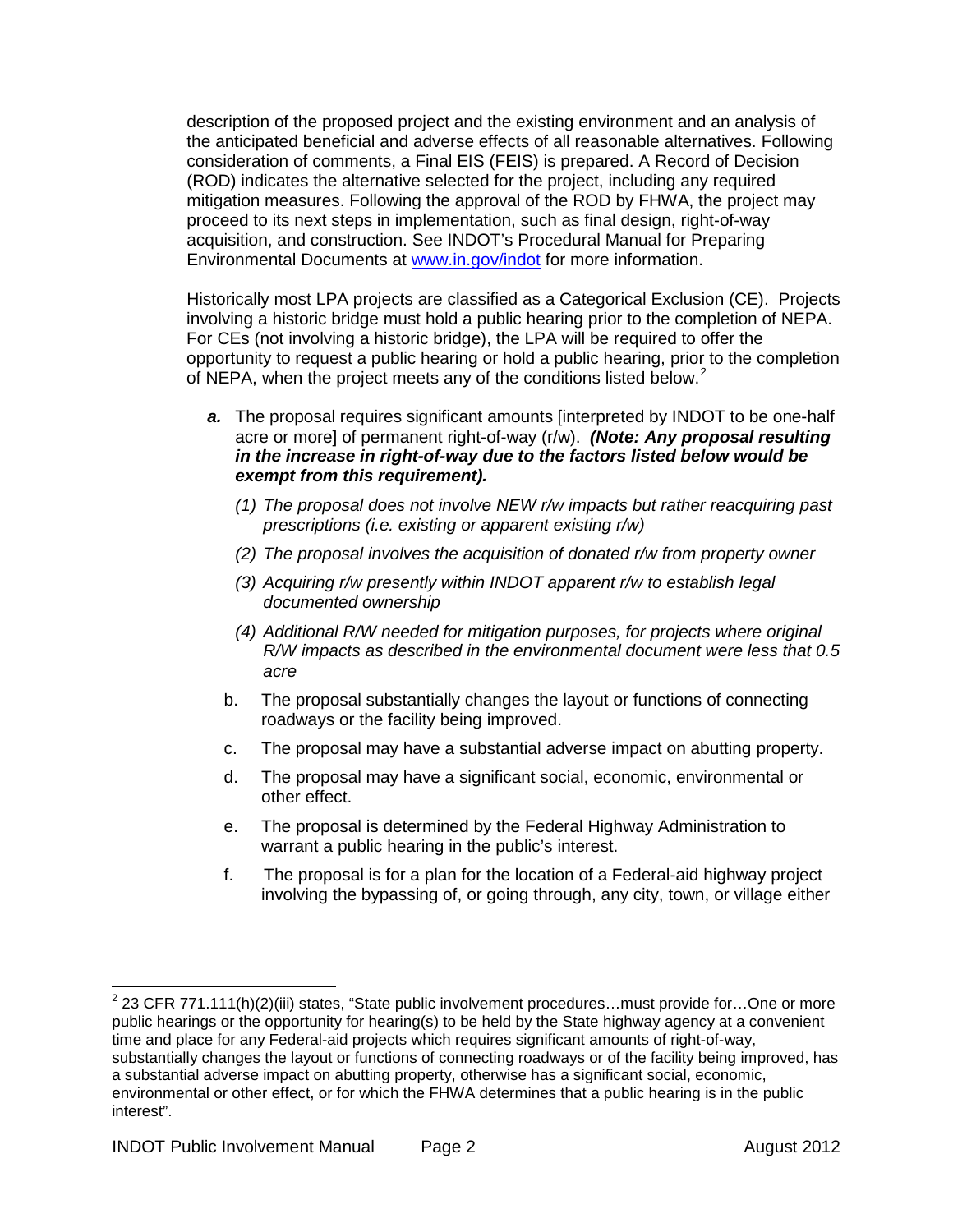description of the proposed project and the existing environment and an analysis of the anticipated beneficial and adverse effects of all reasonable alternatives. Following consideration of comments, a Final EIS (FEIS) is prepared. A Record of Decision (ROD) indicates the alternative selected for the project, including any required mitigation measures. Following the approval of the ROD by FHWA, the project may proceed to its next steps in implementation, such as final design, right-of-way acquisition, and construction. See INDOT's Procedural Manual for Preparing Environmental Documents at www.in.gov/indot for more information.

Historically most LPA projects are classified as a Categorical Exclusion (CE). Projects involving a historic bridge must hold a public hearing prior to the completion of NEPA. For CEs (not involving a historic bridge), the LPA will be required to offer the opportunity to request a public hearing or hold a public hearing, prior to the completion of NEPA, when the project meets any of the conditions listed below.[2]

- ***a.*** The proposal requires significant amounts [interpreted by INDOT to be one-half acre or more] of permanent right-of-way (r/w). ***(Note: Any proposal resulting in the increase in right-of-way due to the factors listed below would be exempt from this requirement).***
  - *(1) The proposal does not involve NEW r/w impacts but rather reacquiring past prescriptions (i.e. existing or apparent existing r/w)*
  - *(2) The proposal involves the acquisition of donated r/w from property owner*
  - *(3) Acquiring r/w presently within INDOT apparent r/w to establish legal documented ownership*
  - *(4) Additional R/W needed for mitigation purposes, for projects where original R/W impacts as described in the environmental document were less that 0.5 acre*
- b. The proposal substantially changes the layout or functions of connecting roadways or the facility being improved.
- c. The proposal may have a substantial adverse impact on abutting property.
- d. The proposal may have a significant social, economic, environmental or other effect.
- e. The proposal is determined by the Federal Highway Administration to warrant a public hearing in the public's interest.
- f. The proposal is for a plan for the location of a Federal-aid highway project involving the bypassing of, or going through, any city, town, or village either

[2] 23 CFR 771.111(h)(2)(iii) states, "State public involvement procedures…must provide for…One or more public hearings or the opportunity for hearing(s) to be held by the State highway agency at a convenient time and place for any Federal-aid projects which requires significant amounts of right-of-way, substantially changes the layout or functions of connecting roadways or of the facility being improved, has a substantial adverse impact on abutting property, otherwise has a significant social, economic, environmental or other effect, or for which the FHWA determines that a public hearing is in the public interest".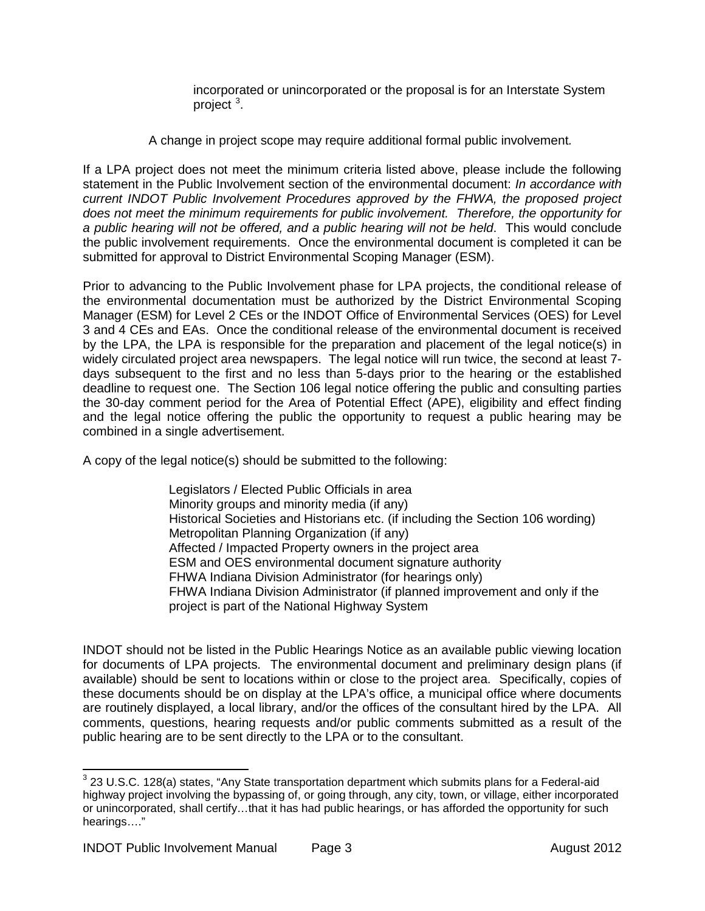incorporated or unincorporated or the proposal is for an Interstate System project [3].

A change in project scope may require additional formal public involvement.

If a LPA project does not meet the minimum criteria listed above, please include the following statement in the Public Involvement section of the environmental document: *In accordance with current INDOT Public Involvement Procedures approved by the FHWA, the proposed project does not meet the minimum requirements for public involvement. Therefore, the opportunity for a public hearing will not be offered, and a public hearing will not be held*. This would conclude the public involvement requirements. Once the environmental document is completed it can be submitted for approval to District Environmental Scoping Manager (ESM).

Prior to advancing to the Public Involvement phase for LPA projects, the conditional release of the environmental documentation must be authorized by the District Environmental Scoping Manager (ESM) for Level 2 CEs or the INDOT Office of Environmental Services (OES) for Level 3 and 4 CEs and EAs. Once the conditional release of the environmental document is received by the LPA, the LPA is responsible for the preparation and placement of the legal notice(s) in widely circulated project area newspapers. The legal notice will run twice, the second at least 7-days subsequent to the first and no less than 5-days prior to the hearing or the established deadline to request one. The Section 106 legal notice offering the public and consulting parties the 30-day comment period for the Area of Potential Effect (APE), eligibility and effect finding and the legal notice offering the public the opportunity to request a public hearing may be combined in a single advertisement.

A copy of the legal notice(s) should be submitted to the following:

- Legislators / Elected Public Officials in area
- Minority groups and minority media (if any)
- Historical Societies and Historians etc. (if including the Section 106 wording)
- Metropolitan Planning Organization (if any)
- Affected / Impacted Property owners in the project area
- ESM and OES environmental document signature authority
- FHWA Indiana Division Administrator (for hearings only)
- FHWA Indiana Division Administrator (if planned improvement and only if the project is part of the National Highway System

INDOT should not be listed in the Public Hearings Notice as an available public viewing location for documents of LPA projects. The environmental document and preliminary design plans (if available) should be sent to locations within or close to the project area. Specifically, copies of these documents should be on display at the LPA's office, a municipal office where documents are routinely displayed, a local library, and/or the offices of the consultant hired by the LPA. All comments, questions, hearing requests and/or public comments submitted as a result of the public hearing are to be sent directly to the LPA or to the consultant.

---

[3] 23 U.S.C. 128(a) states, "Any State transportation department which submits plans for a Federal-aid highway project involving the bypassing of, or going through, any city, town, or village, either incorporated or unincorporated, shall certify…that it has had public hearings, or has afforded the opportunity for such hearings…."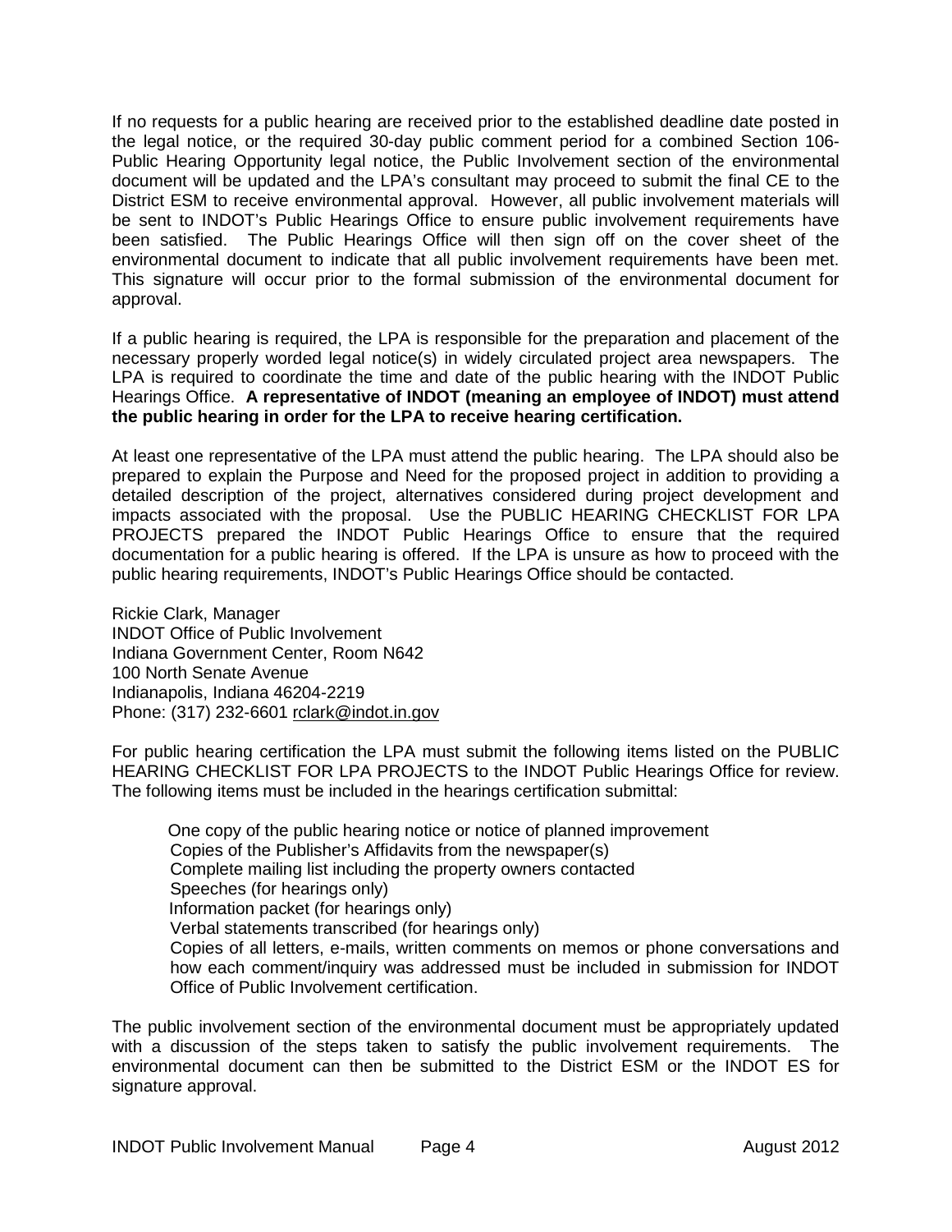If no requests for a public hearing are received prior to the established deadline date posted in the legal notice, or the required 30-day public comment period for a combined Section 106-Public Hearing Opportunity legal notice, the Public Involvement section of the environmental document will be updated and the LPA's consultant may proceed to submit the final CE to the District ESM to receive environmental approval. However, all public involvement materials will be sent to INDOT's Public Hearings Office to ensure public involvement requirements have been satisfied. The Public Hearings Office will then sign off on the cover sheet of the environmental document to indicate that all public involvement requirements have been met. This signature will occur prior to the formal submission of the environmental document for approval.

If a public hearing is required, the LPA is responsible for the preparation and placement of the necessary properly worded legal notice(s) in widely circulated project area newspapers. The LPA is required to coordinate the time and date of the public hearing with the INDOT Public Hearings Office. **A representative of INDOT (meaning an employee of INDOT) must attend the public hearing in order for the LPA to receive hearing certification.**

At least one representative of the LPA must attend the public hearing. The LPA should also be prepared to explain the Purpose and Need for the proposed project in addition to providing a detailed description of the project, alternatives considered during project development and impacts associated with the proposal. Use the PUBLIC HEARING CHECKLIST FOR LPA PROJECTS prepared the INDOT Public Hearings Office to ensure that the required documentation for a public hearing is offered. If the LPA is unsure as how to proceed with the public hearing requirements, INDOT's Public Hearings Office should be contacted.

Rickie Clark, Manager
INDOT Office of Public Involvement
Indiana Government Center, Room N642
100 North Senate Avenue
Indianapolis, Indiana 46204-2219
Phone: (317) 232-6601 rclark@indot.in.gov

For public hearing certification the LPA must submit the following items listed on the PUBLIC HEARING CHECKLIST FOR LPA PROJECTS to the INDOT Public Hearings Office for review. The following items must be included in the hearings certification submittal:

- One copy of the public hearing notice or notice of planned improvement
- Copies of the Publisher's Affidavits from the newspaper(s)
- Complete mailing list including the property owners contacted
- Speeches (for hearings only)
- Information packet (for hearings only)
- Verbal statements transcribed (for hearings only)
- Copies of all letters, e-mails, written comments on memos or phone conversations and how each comment/inquiry was addressed must be included in submission for INDOT Office of Public Involvement certification.

The public involvement section of the environmental document must be appropriately updated with a discussion of the steps taken to satisfy the public involvement requirements. The environmental document can then be submitted to the District ESM or the INDOT ES for signature approval.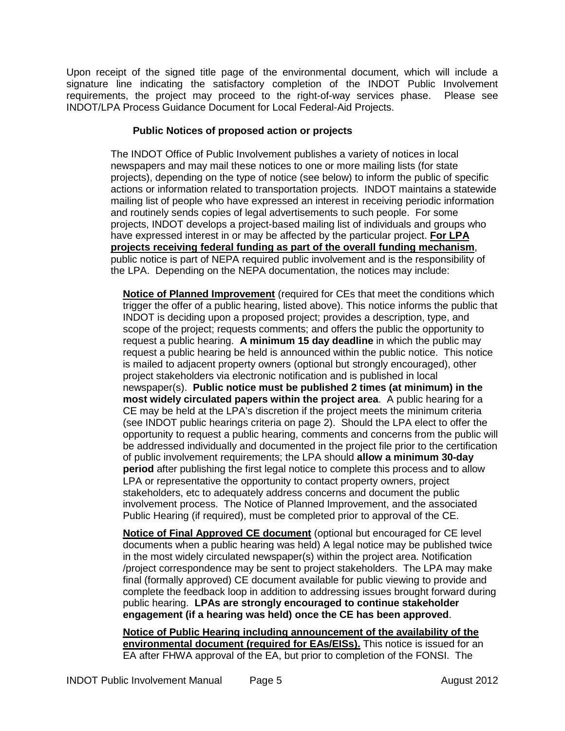Upon receipt of the signed title page of the environmental document, which will include a signature line indicating the satisfactory completion of the INDOT Public Involvement requirements, the project may proceed to the right-of-way services phase. Please see INDOT/LPA Process Guidance Document for Local Federal-Aid Projects.

**Public Notices of proposed action or projects**

The INDOT Office of Public Involvement publishes a variety of notices in local newspapers and may mail these notices to one or more mailing lists (for state projects), depending on the type of notice (see below) to inform the public of specific actions or information related to transportation projects. INDOT maintains a statewide mailing list of people who have expressed an interest in receiving periodic information and routinely sends copies of legal advertisements to such people. For some projects, INDOT develops a project-based mailing list of individuals and groups who have expressed interest in or may be affected by the particular project. **For LPA projects receiving federal funding as part of the overall funding mechanism**, public notice is part of NEPA required public involvement and is the responsibility of the LPA. Depending on the NEPA documentation, the notices may include:

**Notice of Planned Improvement** (required for CEs that meet the conditions which trigger the offer of a public hearing, listed above). This notice informs the public that INDOT is deciding upon a proposed project; provides a description, type, and scope of the project; requests comments; and offers the public the opportunity to request a public hearing. **A minimum 15 day deadline** in which the public may request a public hearing be held is announced within the public notice. This notice is mailed to adjacent property owners (optional but strongly encouraged), other project stakeholders via electronic notification and is published in local newspaper(s). **Public notice must be published 2 times (at minimum) in the most widely circulated papers within the project area**. A public hearing for a CE may be held at the LPA's discretion if the project meets the minimum criteria (see INDOT public hearings criteria on page 2). Should the LPA elect to offer the opportunity to request a public hearing, comments and concerns from the public will be addressed individually and documented in the project file prior to the certification of public involvement requirements; the LPA should **allow a minimum 30-day period** after publishing the first legal notice to complete this process and to allow LPA or representative the opportunity to contact property owners, project stakeholders, etc to adequately address concerns and document the public involvement process. The Notice of Planned Improvement, and the associated Public Hearing (if required), must be completed prior to approval of the CE.

**Notice of Final Approved CE document** (optional but encouraged for CE level documents when a public hearing was held) A legal notice may be published twice in the most widely circulated newspaper(s) within the project area. Notification /project correspondence may be sent to project stakeholders. The LPA may make final (formally approved) CE document available for public viewing to provide and complete the feedback loop in addition to addressing issues brought forward during public hearing. **LPAs are strongly encouraged to continue stakeholder engagement (if a hearing was held) once the CE has been approved**.

**Notice of Public Hearing including announcement of the availability of the environmental document (required for EAs/EISs).** This notice is issued for an EA after FHWA approval of the EA, but prior to completion of the FONSI. The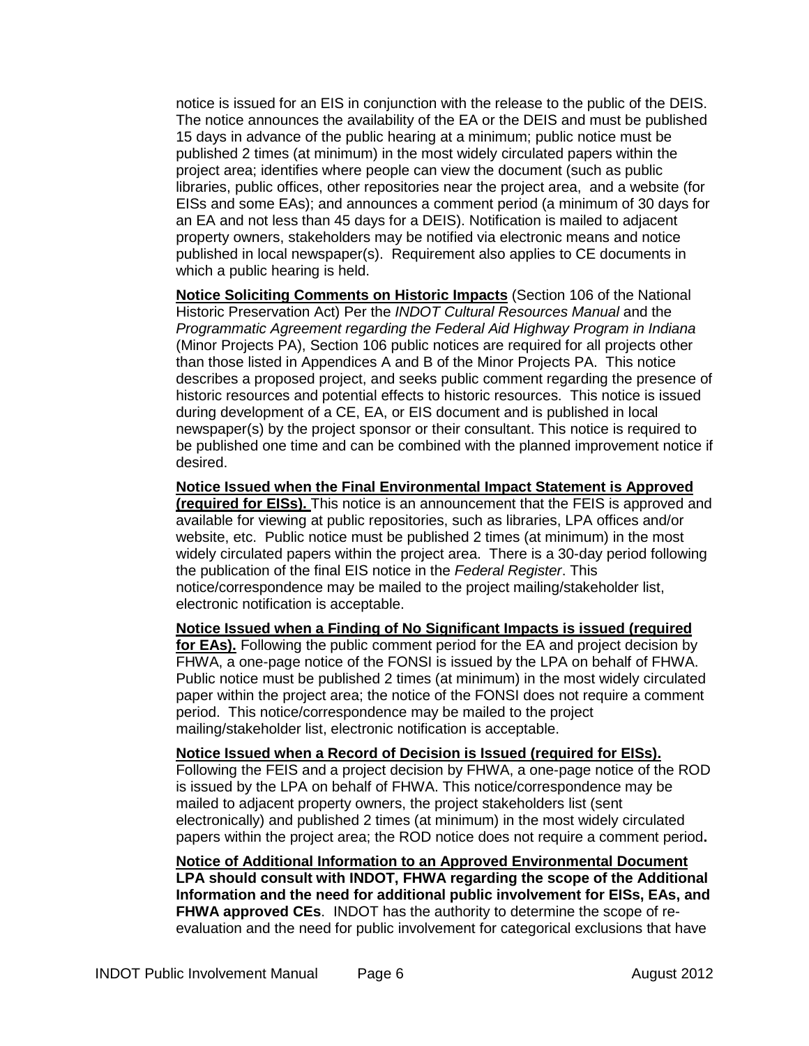notice is issued for an EIS in conjunction with the release to the public of the DEIS. The notice announces the availability of the EA or the DEIS and must be published 15 days in advance of the public hearing at a minimum; public notice must be published 2 times (at minimum) in the most widely circulated papers within the project area; identifies where people can view the document (such as public libraries, public offices, other repositories near the project area, and a website (for EISs and some EAs); and announces a comment period (a minimum of 30 days for an EA and not less than 45 days for a DEIS). Notification is mailed to adjacent property owners, stakeholders may be notified via electronic means and notice published in local newspaper(s). Requirement also applies to CE documents in which a public hearing is held.

**Notice Soliciting Comments on Historic Impacts** (Section 106 of the National Historic Preservation Act) Per the *INDOT Cultural Resources Manual* and the *Programmatic Agreement regarding the Federal Aid Highway Program in Indiana* (Minor Projects PA), Section 106 public notices are required for all projects other than those listed in Appendices A and B of the Minor Projects PA. This notice describes a proposed project, and seeks public comment regarding the presence of historic resources and potential effects to historic resources. This notice is issued during development of a CE, EA, or EIS document and is published in local newspaper(s) by the project sponsor or their consultant. This notice is required to be published one time and can be combined with the planned improvement notice if desired.

**Notice Issued when the Final Environmental Impact Statement is Approved (required for EISs).** This notice is an announcement that the FEIS is approved and available for viewing at public repositories, such as libraries, LPA offices and/or website, etc. Public notice must be published 2 times (at minimum) in the most widely circulated papers within the project area. There is a 30-day period following the publication of the final EIS notice in the *Federal Register*. This notice/correspondence may be mailed to the project mailing/stakeholder list, electronic notification is acceptable.

**Notice Issued when a Finding of No Significant Impacts is issued (required for EAs).** Following the public comment period for the EA and project decision by FHWA, a one-page notice of the FONSI is issued by the LPA on behalf of FHWA. Public notice must be published 2 times (at minimum) in the most widely circulated paper within the project area; the notice of the FONSI does not require a comment period. This notice/correspondence may be mailed to the project mailing/stakeholder list, electronic notification is acceptable.

**Notice Issued when a Record of Decision is Issued (required for EISs).** Following the FEIS and a project decision by FHWA, a one-page notice of the ROD is issued by the LPA on behalf of FHWA. This notice/correspondence may be mailed to adjacent property owners, the project stakeholders list (sent electronically) and published 2 times (at minimum) in the most widely circulated papers within the project area; the ROD notice does not require a comment period**.**

**Notice of Additional Information to an Approved Environmental Document LPA should consult with INDOT, FHWA regarding the scope of the Additional Information and the need for additional public involvement for EISs, EAs, and FHWA approved CEs**. INDOT has the authority to determine the scope of re-evaluation and the need for public involvement for categorical exclusions that have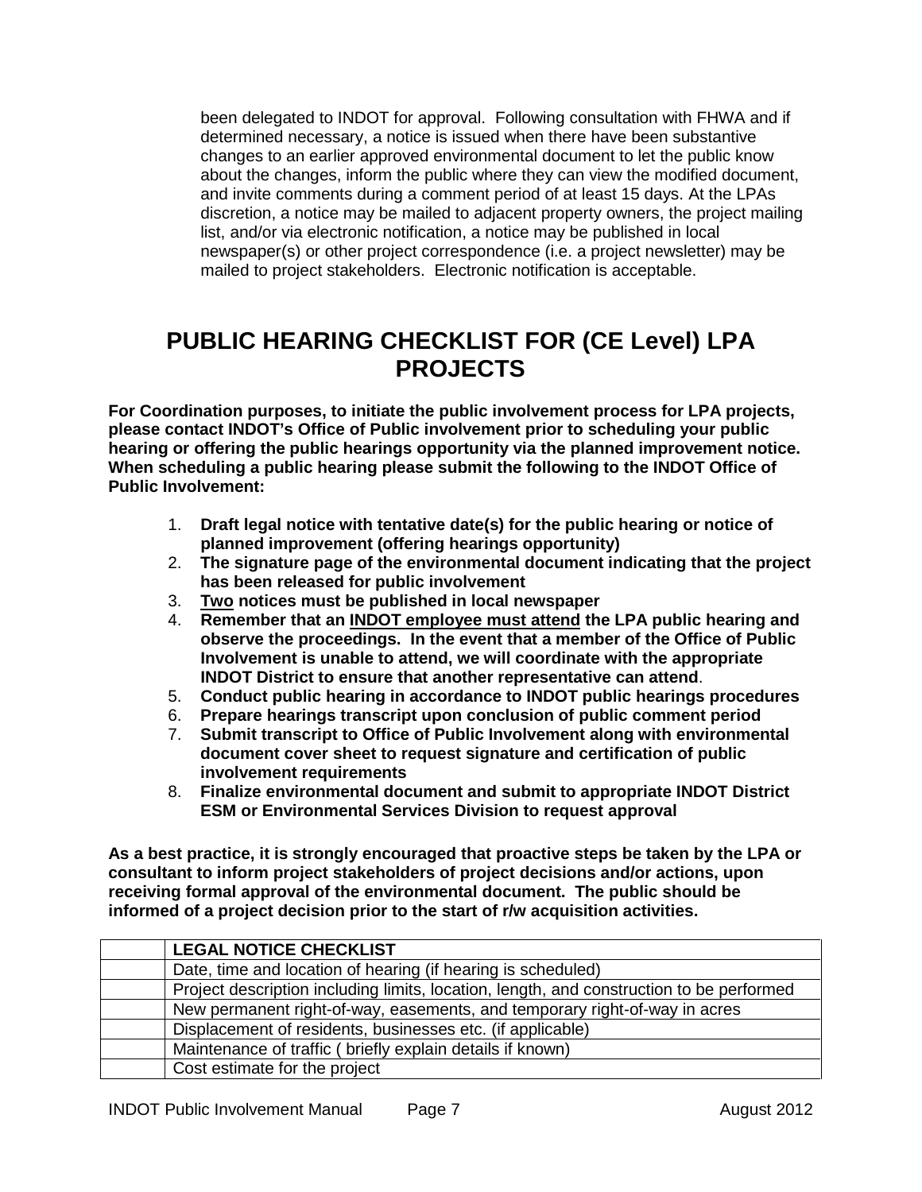been delegated to INDOT for approval. Following consultation with FHWA and if determined necessary, a notice is issued when there have been substantive changes to an earlier approved environmental document to let the public know about the changes, inform the public where they can view the modified document, and invite comments during a comment period of at least 15 days. At the LPAs discretion, a notice may be mailed to adjacent property owners, the project mailing list, and/or via electronic notification, a notice may be published in local newspaper(s) or other project correspondence (i.e. a project newsletter) may be mailed to project stakeholders. Electronic notification is acceptable.

# PUBLIC HEARING CHECKLIST FOR (CE Level) LPA PROJECTS

**For Coordination purposes, to initiate the public involvement process for LPA projects, please contact INDOT's Office of Public involvement prior to scheduling your public hearing or offering the public hearings opportunity via the planned improvement notice. When scheduling a public hearing please submit the following to the INDOT Office of Public Involvement:**

1. **Draft legal notice with tentative date(s) for the public hearing or notice of planned improvement (offering hearings opportunity)**
2. **The signature page of the environmental document indicating that the project has been released for public involvement**
3. **<u>Two</u> notices must be published in local newspaper**
4. **Remember that an <u>INDOT employee must attend</u> the LPA public hearing and observe the proceedings. In the event that a member of the Office of Public Involvement is unable to attend, we will coordinate with the appropriate INDOT District to ensure that another representative can attend**.
5. **Conduct public hearing in accordance to INDOT public hearings procedures**
6. **Prepare hearings transcript upon conclusion of public comment period**
7. **Submit transcript to Office of Public Involvement along with environmental document cover sheet to request signature and certification of public involvement requirements**
8. **Finalize environmental document and submit to appropriate INDOT District ESM or Environmental Services Division to request approval**

**As a best practice, it is strongly encouraged that proactive steps be taken by the LPA or consultant to inform project stakeholders of project decisions and/or actions, upon receiving formal approval of the environmental document. The public should be informed of a project decision prior to the start of r/w acquisition activities.**

| | **LEGAL NOTICE CHECKLIST** |
|---|---|
| | Date, time and location of hearing (if hearing is scheduled) |
| | Project description including limits, location, length, and construction to be performed |
| | New permanent right-of-way, easements, and temporary right-of-way in acres |
| | Displacement of residents, businesses etc. (if applicable) |
| | Maintenance of traffic ( briefly explain details if known) |
| | Cost estimate for the project |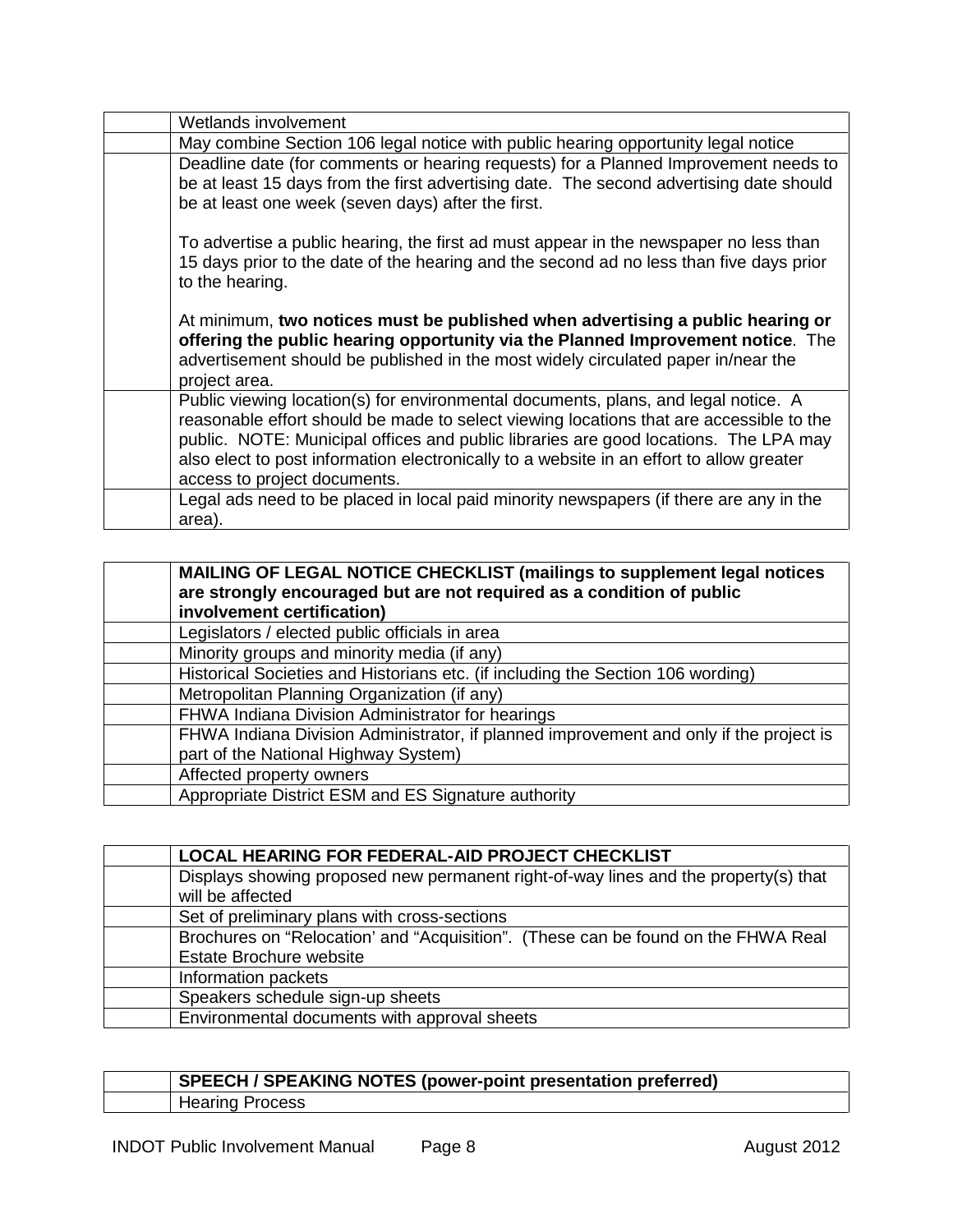| | |
|---|---|
| | Wetlands involvement |
| | May combine Section 106 legal notice with public hearing opportunity legal notice |
| | Deadline date (for comments or hearing requests) for a Planned Improvement needs to be at least 15 days from the first advertising date. The second advertising date should be at least one week (seven days) after the first.<br><br>To advertise a public hearing, the first ad must appear in the newspaper no less than 15 days prior to the date of the hearing and the second ad no less than five days prior to the hearing.<br><br>At minimum, **two notices must be published when advertising a public hearing or offering the public hearing opportunity via the Planned Improvement notice**. The advertisement should be published in the most widely circulated paper in/near the project area. |
| | Public viewing location(s) for environmental documents, plans, and legal notice. A reasonable effort should be made to select viewing locations that are accessible to the public. NOTE: Municipal offices and public libraries are good locations. The LPA may also elect to post information electronically to a website in an effort to allow greater access to project documents. |
| | Legal ads need to be placed in local paid minority newspapers (if there are any in the area). |

| | **MAILING OF LEGAL NOTICE CHECKLIST (mailings to supplement legal notices are strongly encouraged but are not required as a condition of public involvement certification)** |
|---|---|
| | Legislators / elected public officials in area |
| | Minority groups and minority media (if any) |
| | Historical Societies and Historians etc. (if including the Section 106 wording) |
| | Metropolitan Planning Organization (if any) |
| | FHWA Indiana Division Administrator for hearings |
| | FHWA Indiana Division Administrator, if planned improvement and only if the project is part of the National Highway System) |
| | Affected property owners |
| | Appropriate District ESM and ES Signature authority |

| | **LOCAL HEARING FOR FEDERAL-AID PROJECT CHECKLIST** |
|---|---|
| | Displays showing proposed new permanent right-of-way lines and the property(s) that will be affected |
| | Set of preliminary plans with cross-sections |
| | Brochures on "Relocation' and "Acquisition". (These can be found on the FHWA Real Estate Brochure website |
| | Information packets |
| | Speakers schedule sign-up sheets |
| | Environmental documents with approval sheets |

| | **SPEECH / SPEAKING NOTES (power-point presentation preferred)** |
|---|---|
| | Hearing Process |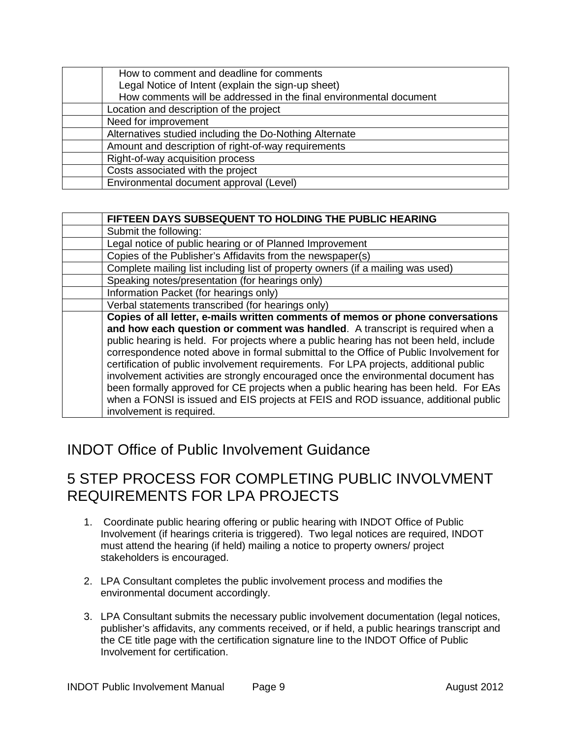| | |
|---|---|
| | How to comment and deadline for comments<br>Legal Notice of Intent (explain the sign-up sheet)<br>How comments will be addressed in the final environmental document |
| | Location and description of the project |
| | Need for improvement |
| | Alternatives studied including the Do-Nothing Alternate |
| | Amount and description of right-of-way requirements |
| | Right-of-way acquisition process |
| | Costs associated with the project |
| | Environmental document approval (Level) |

| | |
|---|---|
| | **FIFTEEN DAYS SUBSEQUENT TO HOLDING THE PUBLIC HEARING** |
| | Submit the following: |
| | Legal notice of public hearing or of Planned Improvement |
| | Copies of the Publisher's Affidavits from the newspaper(s) |
| | Complete mailing list including list of property owners (if a mailing was used) |
| | Speaking notes/presentation (for hearings only) |
| | Information Packet (for hearings only) |
| | Verbal statements transcribed (for hearings only) |
| | **Copies of all letter, e-mails written comments of memos or phone conversations and how each question or comment was handled**. A transcript is required when a public hearing is held. For projects where a public hearing has not been held, include correspondence noted above in formal submittal to the Office of Public Involvement for certification of public involvement requirements. For LPA projects, additional public involvement activities are strongly encouraged once the environmental document has been formally approved for CE projects when a public hearing has been held. For EAs when a FONSI is issued and EIS projects at FEIS and ROD issuance, additional public involvement is required. |

# INDOT Office of Public Involvement Guidance

# 5 STEP PROCESS FOR COMPLETING PUBLIC INVOLVMENT REQUIREMENTS FOR LPA PROJECTS

1. Coordinate public hearing offering or public hearing with INDOT Office of Public Involvement (if hearings criteria is triggered). Two legal notices are required, INDOT must attend the hearing (if held) mailing a notice to property owners/ project stakeholders is encouraged.

2. LPA Consultant completes the public involvement process and modifies the environmental document accordingly.

3. LPA Consultant submits the necessary public involvement documentation (legal notices, publisher's affidavits, any comments received, or if held, a public hearings transcript and the CE title page with the certification signature line to the INDOT Office of Public Involvement for certification.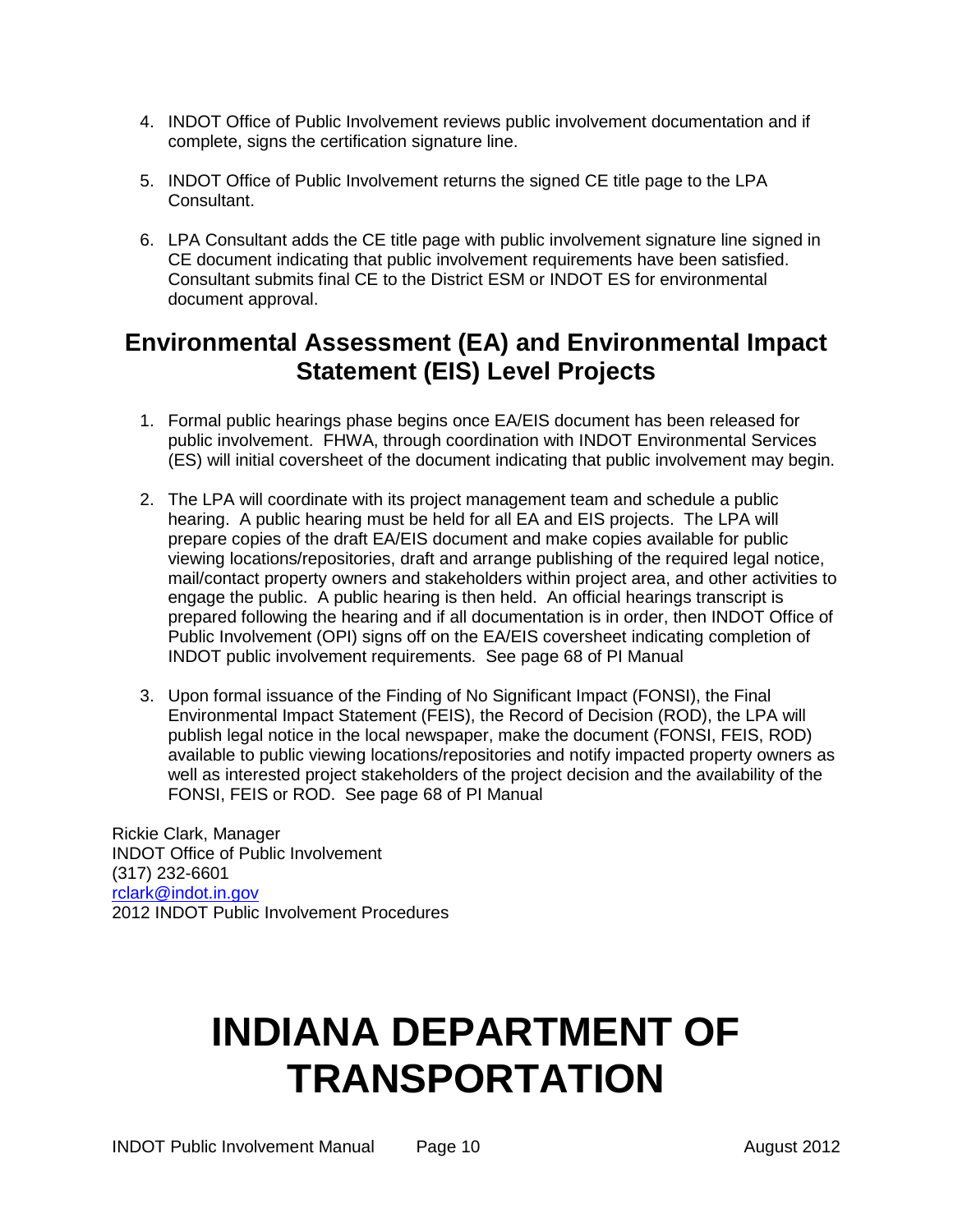4. INDOT Office of Public Involvement reviews public involvement documentation and if complete, signs the certification signature line.

5. INDOT Office of Public Involvement returns the signed CE title page to the LPA Consultant.

6. LPA Consultant adds the CE title page with public involvement signature line signed in CE document indicating that public involvement requirements have been satisfied. Consultant submits final CE to the District ESM or INDOT ES for environmental document approval.

## Environmental Assessment (EA) and Environmental Impact Statement (EIS) Level Projects

1. Formal public hearings phase begins once EA/EIS document has been released for public involvement. FHWA, through coordination with INDOT Environmental Services (ES) will initial coversheet of the document indicating that public involvement may begin.

2. The LPA will coordinate with its project management team and schedule a public hearing. A public hearing must be held for all EA and EIS projects. The LPA will prepare copies of the draft EA/EIS document and make copies available for public viewing locations/repositories, draft and arrange publishing of the required legal notice, mail/contact property owners and stakeholders within project area, and other activities to engage the public. A public hearing is then held. An official hearings transcript is prepared following the hearing and if all documentation is in order, then INDOT Office of Public Involvement (OPI) signs off on the EA/EIS coversheet indicating completion of INDOT public involvement requirements. See page 68 of PI Manual

3. Upon formal issuance of the Finding of No Significant Impact (FONSI), the Final Environmental Impact Statement (FEIS), the Record of Decision (ROD), the LPA will publish legal notice in the local newspaper, make the document (FONSI, FEIS, ROD) available to public viewing locations/repositories and notify impacted property owners as well as interested project stakeholders of the project decision and the availability of the FONSI, FEIS or ROD. See page 68 of PI Manual

Rickie Clark, Manager
INDOT Office of Public Involvement
(317) 232-6601
rclark@indot.in.gov
2012 INDOT Public Involvement Procedures

# INDIANA DEPARTMENT OF TRANSPORTATION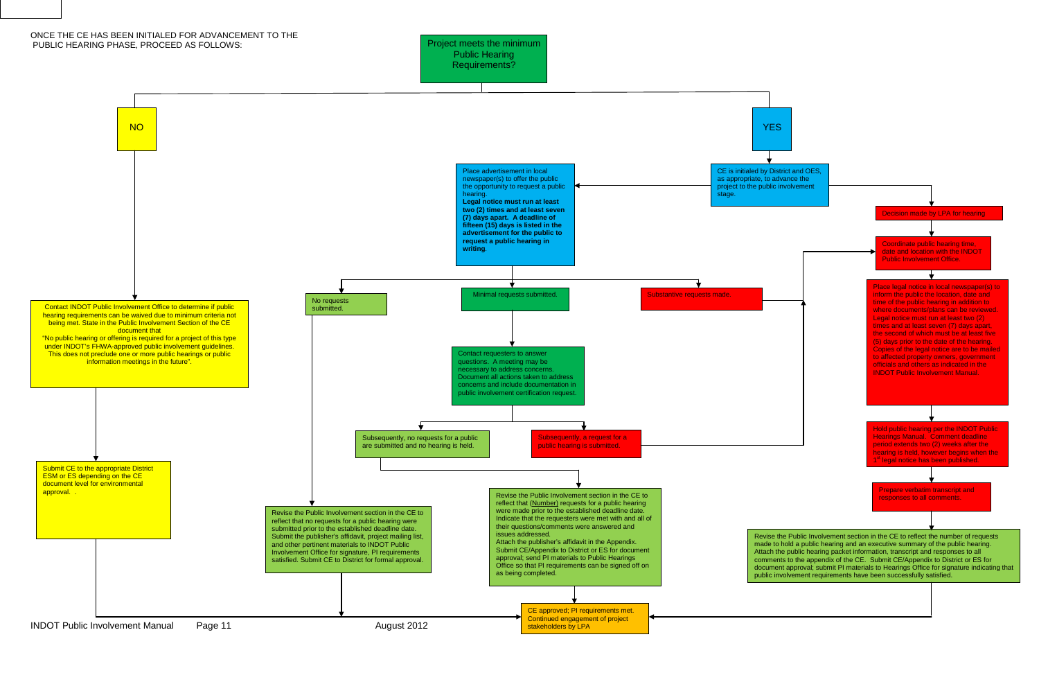ONCE THE CE HAS BEEN INITIALED FOR ADVANCEMENT TO THE PUBLIC HEARING PHASE, PROCEED AS FOLLOWS:

Project meets the minimum Public Hearing Requirements?

NO

Contact INDOT Public Involvement Office to determine if public hearing requirements can be waived due to minimum criteria not being met. State in the Public Involvement Section of the CE document that "No public hearing or offering is required for a project of this type under INDOT's FHWA-approved public involvement guidelines. This does not preclude one or more public hearings or public information meetings in the future".

Submit CE to the appropriate District ESM or ES depending on the CE document level for environmental approval.

YES

CE is initialed by District and OES, as appropriate, to advance the project to the public involvement stage.

Place advertisement in local newspaper(s) to offer the public the opportunity to request a public hearing. **Legal notice must run at least two (2) times and at least seven (7) days apart. A deadline of fifteen (15) days is listed in the advertisement for the public to request a public hearing in writing.**

No requests submitted.

Revise the Public Involvement section in the CE to reflect that no requests for a public hearing were submitted prior to the established deadline date. Submit the publisher's affidavit, project mailing list, and other pertinent materials to INDOT Public Involvement Office for signature, PI requirements satisfied. Submit CE to District for formal approval.

Minimal requests submitted.

Contact requesters to answer questions. A meeting may be necessary to address concerns. Document all actions taken to address concerns and include documentation in public involvement certification request.

Subsequently, no requests for a public hearing are submitted and no hearing is held.

Revise the Public Involvement section in the CE to reflect that (Number) requests for a public hearing were made prior to the established deadline date. Indicate that the requesters were met with and all of their questions/comments were answered and issues addressed. Attach the publisher's affidavit in the Appendix. Submit CE/Appendix to District or ES for document approval; send PI materials to Public Hearings Office so that PI requirements can be signed off on as being completed.

Subsequently, a request for a public hearing is submitted.

Substantive requests made.

Decision made by LPA for hearing

Coordinate public hearing time, date and location with the INDOT Public Involvement Office.

Place legal notice in local newspaper(s) to inform the public the location, date and time of the public hearing in addition to where documents/plans can be reviewed. Legal notice must run at least two (2) times and at least seven (7) days apart, the second of which must be at least five (5) days prior to the date of the hearing. Copies of the legal notice are to be mailed to affected property owners, government officials and others as indicated in the INDOT Public Involvement Manual.

Hold public hearing per the INDOT Public Hearings Manual. Comment deadline period extends two (2) weeks after the hearing is held, however begins when the 1st legal notice has been published.

Prepare verbatim transcript and responses to all comments.

Revise the Public Involvement section in the CE to reflect the number of requests made to hold a public hearing and an executive summary of the public hearing. Attach the public hearing packet information, transcript and responses to all comments to the appendix of the CE. Submit CE/Appendix to District or ES for document approval; submit PI materials to Hearings Office for signature indicating that public involvement requirements have been successfully satisfied.

CE approved; PI requirements met. Continued engagement of project stakeholders by LPA